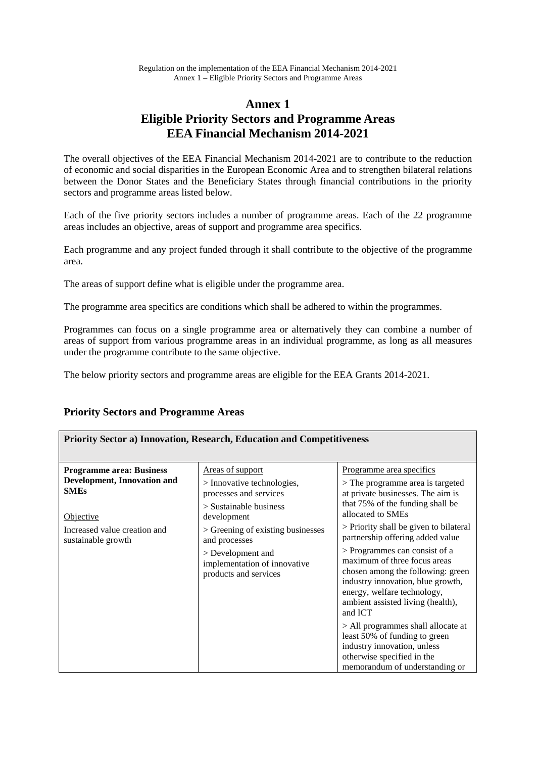# Annex 1
# Eligible Priority Sectors and Programme Areas
# EEA Financial Mechanism 2014-2021

The overall objectives of the EEA Financial Mechanism 2014-2021 are to contribute to the reduction of economic and social disparities in the European Economic Area and to strengthen bilateral relations between the Donor States and the Beneficiary States through financial contributions in the priority sectors and programme areas listed below.

Each of the five priority sectors includes a number of programme areas. Each of the 22 programme areas includes an objective, areas of support and programme area specifics.

Each programme and any project funded through it shall contribute to the objective of the programme area.

The areas of support define what is eligible under the programme area.

The programme area specifics are conditions which shall be adhered to within the programmes.

Programmes can focus on a single programme area or alternatively they can combine a number of areas of support from various programme areas in an individual programme, as long as all measures under the programme contribute to the same objective.

The below priority sectors and programme areas are eligible for the EEA Grants 2014-2021.

## Priority Sectors and Programme Areas

| **Priority Sector a) Innovation, Research, Education and Competitiveness** | | |
|---|---|---|
| **Programme area: Business Development, Innovation and SMEs**<br><br>Objective<br>Increased value creation and sustainable growth | Areas of support<br>> Innovative technologies, processes and services<br>> Sustainable business development<br>> Greening of existing businesses and processes<br>> Development and implementation of innovative products and services | Programme area specifics<br>> The programme area is targeted at private businesses. The aim is that 75% of the funding shall be allocated to SMEs<br>> Priority shall be given to bilateral partnership offering added value<br>> Programmes can consist of a maximum of three focus areas chosen among the following: green industry innovation, blue growth, energy, welfare technology, ambient assisted living (health), and ICT<br>> All programmes shall allocate at least 50% of funding to green industry innovation, unless otherwise specified in the memorandum of understanding or |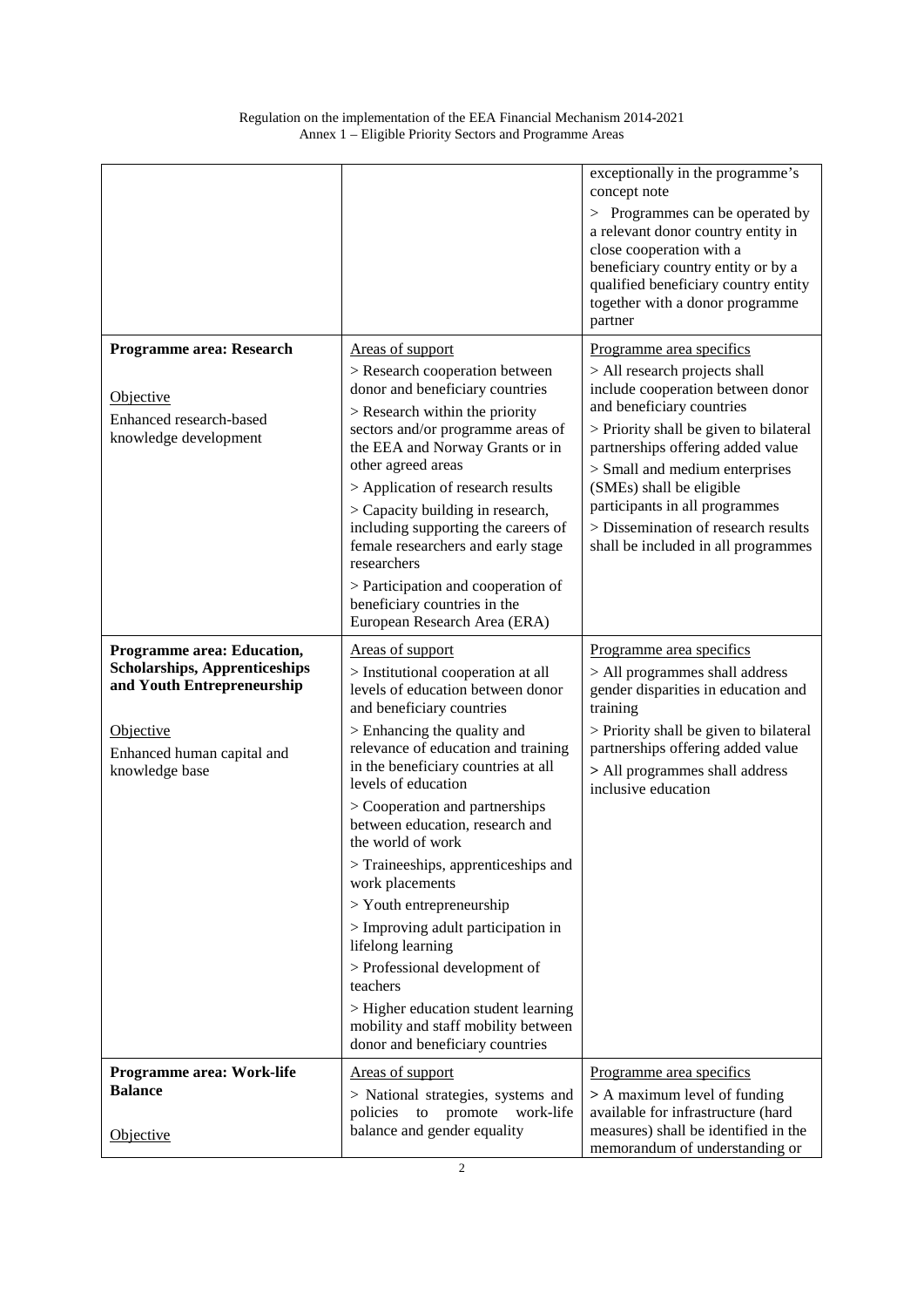| | | |
|---|---|---|
| | | exceptionally in the programme's concept note<br>> Programmes can be operated by a relevant donor country entity in close cooperation with a beneficiary country entity or by a qualified beneficiary country entity together with a donor programme partner |
| **Programme area: Research**<br><br>Objective<br>Enhanced research-based knowledge development | Areas of support<br>> Research cooperation between donor and beneficiary countries<br>> Research within the priority sectors and/or programme areas of the EEA and Norway Grants or in other agreed areas<br>> Application of research results<br>> Capacity building in research, including supporting the careers of female researchers and early stage researchers<br>> Participation and cooperation of beneficiary countries in the European Research Area (ERA) | Programme area specifics<br>> All research projects shall include cooperation between donor and beneficiary countries<br>> Priority shall be given to bilateral partnerships offering added value<br>> Small and medium enterprises (SMEs) shall be eligible participants in all programmes<br>> Dissemination of research results shall be included in all programmes |
| **Programme area: Education, Scholarships, Apprenticeships and Youth Entrepreneurship**<br><br>Objective<br>Enhanced human capital and knowledge base | Areas of support<br>> Institutional cooperation at all levels of education between donor and beneficiary countries<br>> Enhancing the quality and relevance of education and training in the beneficiary countries at all levels of education<br>> Cooperation and partnerships between education, research and the world of work<br>> Traineeships, apprenticeships and work placements<br>> Youth entrepreneurship<br>> Improving adult participation in lifelong learning<br>> Professional development of teachers<br>> Higher education student learning mobility and staff mobility between donor and beneficiary countries | Programme area specifics<br>> All programmes shall address gender disparities in education and training<br>> Priority shall be given to bilateral partnerships offering added value<br>> All programmes shall address inclusive education |
| **Programme area: Work-life Balance**<br><br>Objective | Areas of support<br>> National strategies, systems and policies to promote work-life balance and gender equality | Programme area specifics<br>> A maximum level of funding available for infrastructure (hard measures) shall be identified in the memorandum of understanding or |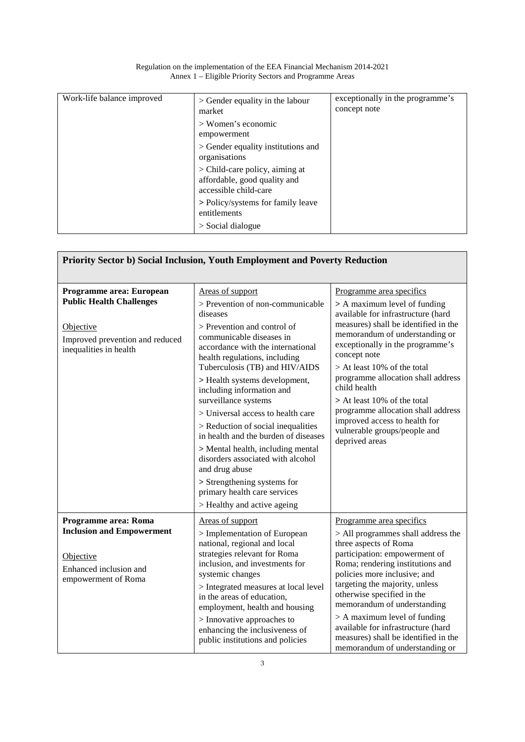| Work-life balance improved | > Gender equality in the labour market<br>> Women's economic empowerment<br>> Gender equality institutions and organisations<br>> Child-care policy, aiming at affordable, good quality and accessible child-care<br>> Policy/systems for family leave entitlements<br>> Social dialogue | exceptionally in the programme's concept note |
|---|---|---|

| **Priority Sector b) Social Inclusion, Youth Employment and Poverty Reduction** | | |
|---|---|---|
| **Programme area: European Public Health Challenges**<br><br>Objective<br>Improved prevention and reduced inequalities in health | Areas of support<br>> Prevention of non-communicable diseases<br>> Prevention and control of communicable diseases in accordance with the international health regulations, including Tuberculosis (TB) and HIV/AIDS<br>> Health systems development, including information and surveillance systems<br>> Universal access to health care<br>> Reduction of social inequalities in health and the burden of diseases<br>> Mental health, including mental disorders associated with alcohol and drug abuse<br>> Strengthening systems for primary health care services<br>> Healthy and active ageing | Programme area specifics<br>> A maximum level of funding available for infrastructure (hard measures) shall be identified in the memorandum of understanding or exceptionally in the programme's concept note<br>> At least 10% of the total programme allocation shall address child health<br>> At least 10% of the total programme allocation shall address improved access to health for vulnerable groups/people and deprived areas |
| **Programme area: Roma Inclusion and Empowerment**<br><br>Objective<br>Enhanced inclusion and empowerment of Roma | Areas of support<br>> Implementation of European national, regional and local strategies relevant for Roma inclusion, and investments for systemic changes<br>> Integrated measures at local level in the areas of education, employment, health and housing<br>> Innovative approaches to enhancing the inclusiveness of public institutions and policies | Programme area specifics<br>> All programmes shall address the three aspects of Roma participation: empowerment of Roma; rendering institutions and policies more inclusive; and targeting the majority, unless otherwise specified in the memorandum of understanding<br>> A maximum level of funding available for infrastructure (hard measures) shall be identified in the memorandum of understanding or |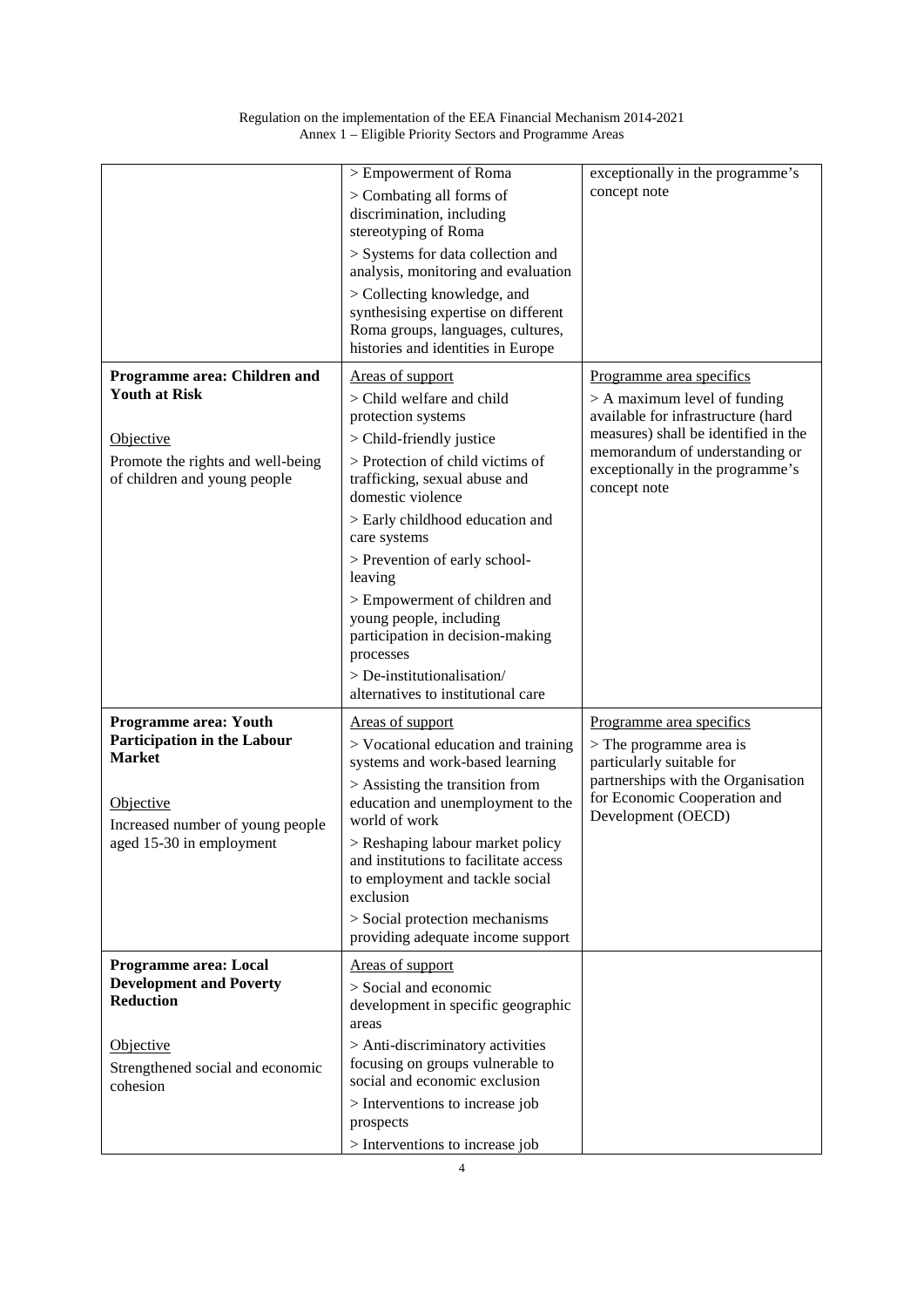| | | |
|---|---|---|
| | > Empowerment of Roma<br>> Combating all forms of discrimination, including stereotyping of Roma<br>> Systems for data collection and analysis, monitoring and evaluation<br>> Collecting knowledge, and synthesising expertise on different Roma groups, languages, cultures, histories and identities in Europe | exceptionally in the programme's concept note |
| **Programme area: Children and Youth at Risk**<br><br>Objective<br>Promote the rights and well-being of children and young people | Areas of support<br>> Child welfare and child protection systems<br>> Child-friendly justice<br>> Protection of child victims of trafficking, sexual abuse and domestic violence<br>> Early childhood education and care systems<br>> Prevention of early school-leaving<br>> Empowerment of children and young people, including participation in decision-making processes<br>> De-institutionalisation/ alternatives to institutional care | Programme area specifics<br>> A maximum level of funding available for infrastructure (hard measures) shall be identified in the memorandum of understanding or exceptionally in the programme's concept note |
| **Programme area: Youth Participation in the Labour Market**<br><br>Objective<br>Increased number of young people aged 15-30 in employment | Areas of support<br>> Vocational education and training systems and work-based learning<br>> Assisting the transition from education and unemployment to the world of work<br>> Reshaping labour market policy and institutions to facilitate access to employment and tackle social exclusion<br>> Social protection mechanisms providing adequate income support | Programme area specifics<br>> The programme area is particularly suitable for partnerships with the Organisation for Economic Cooperation and Development (OECD) |
| **Programme area: Local Development and Poverty Reduction**<br><br>Objective<br>Strengthened social and economic cohesion | Areas of support<br>> Social and economic development in specific geographic areas<br>> Anti-discriminatory activities focusing on groups vulnerable to social and economic exclusion<br>> Interventions to increase job prospects<br>> Interventions to increase job | |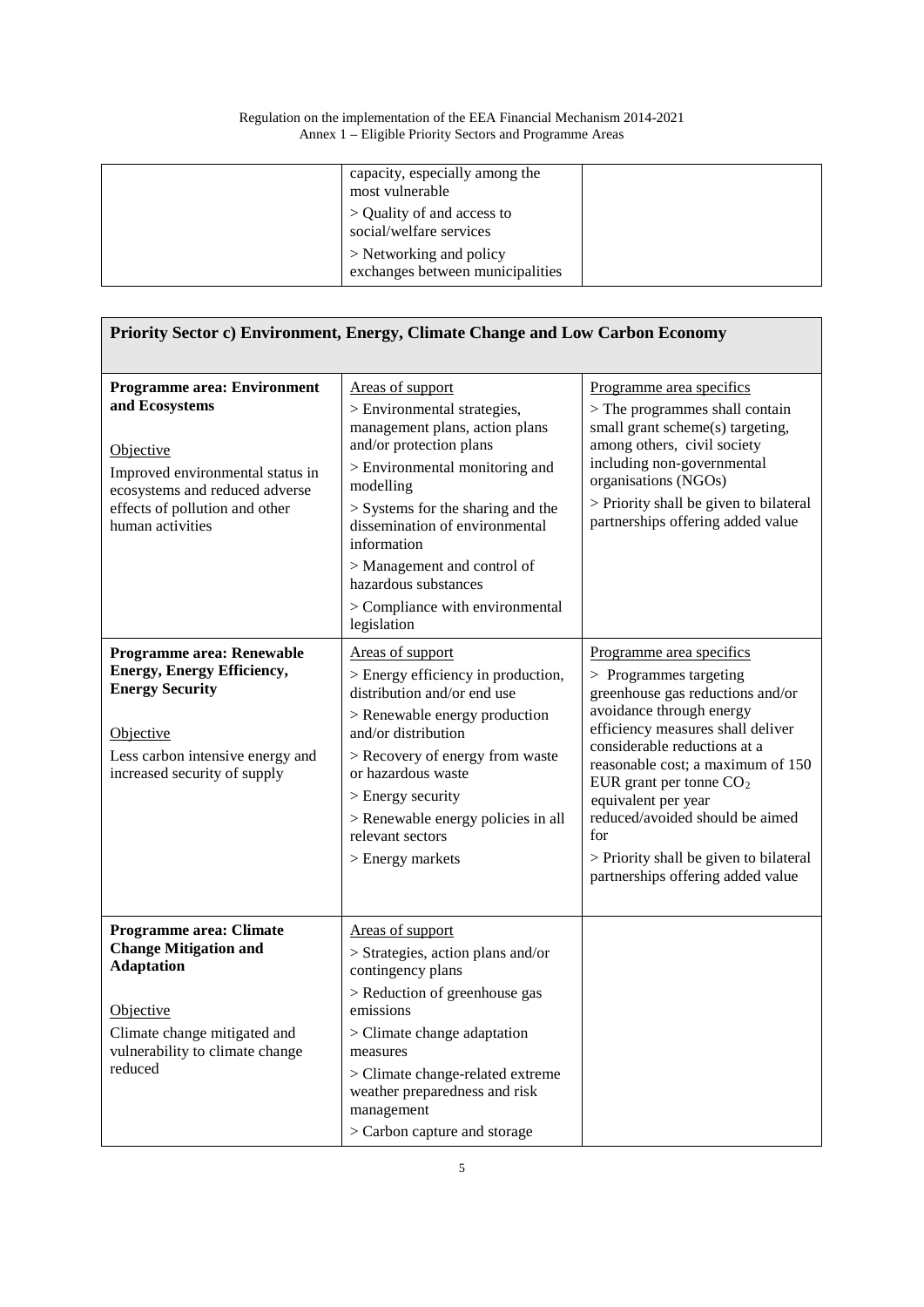| | | |
|---|---|---|
| | capacity, especially among the most vulnerable<br>> Quality of and access to social/welfare services<br>> Networking and policy exchanges between municipalities | |

| **Priority Sector c) Environment, Energy, Climate Change and Low Carbon Economy** | | |
|---|---|---|
| **Programme area: Environment and Ecosystems**<br><br>Objective<br>Improved environmental status in ecosystems and reduced adverse effects of pollution and other human activities | Areas of support<br>> Environmental strategies, management plans, action plans and/or protection plans<br>> Environmental monitoring and modelling<br>> Systems for the sharing and the dissemination of environmental information<br>> Management and control of hazardous substances<br>> Compliance with environmental legislation | Programme area specifics<br>> The programmes shall contain small grant scheme(s) targeting, among others, civil society including non-governmental organisations (NGOs)<br>> Priority shall be given to bilateral partnerships offering added value |
| **Programme area: Renewable Energy, Energy Efficiency, Energy Security**<br><br>Objective<br>Less carbon intensive energy and increased security of supply | Areas of support<br>> Energy efficiency in production, distribution and/or end use<br>> Renewable energy production and/or distribution<br>> Recovery of energy from waste or hazardous waste<br>> Energy security<br>> Renewable energy policies in all relevant sectors<br>> Energy markets | Programme area specifics<br>> Programmes targeting greenhouse gas reductions and/or avoidance through energy efficiency measures shall deliver considerable reductions at a reasonable cost; a maximum of 150 EUR grant per tonne $CO_2$ equivalent per year reduced/avoided should be aimed for<br>> Priority shall be given to bilateral partnerships offering added value |
| **Programme area: Climate Change Mitigation and Adaptation**<br><br>Objective<br>Climate change mitigated and vulnerability to climate change reduced | Areas of support<br>> Strategies, action plans and/or contingency plans<br>> Reduction of greenhouse gas emissions<br>> Climate change adaptation measures<br>> Climate change-related extreme weather preparedness and risk management<br>> Carbon capture and storage | |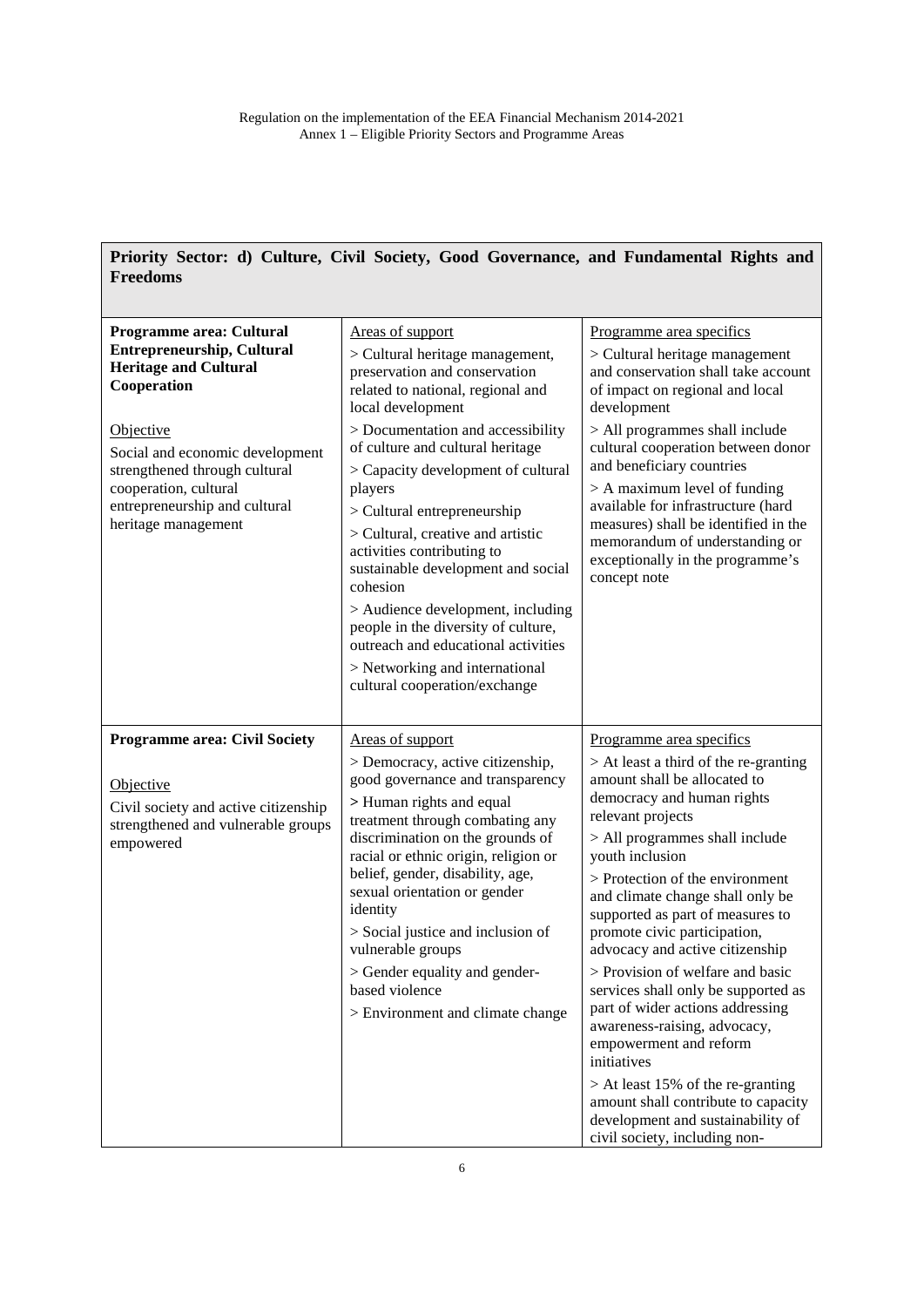## Priority Sector: d) Culture, Civil Society, Good Governance, and Fundamental Rights and Freedoms

| | | |
|---|---|---|
| **Programme area: Cultural Entrepreneurship, Cultural Heritage and Cultural Cooperation**<br><br><u>Objective</u><br>Social and economic development strengthened through cultural cooperation, cultural entrepreneurship and cultural heritage management | <u>Areas of support</u><br>> Cultural heritage management, preservation and conservation related to national, regional and local development<br>> Documentation and accessibility of culture and cultural heritage<br>> Capacity development of cultural players<br>> Cultural entrepreneurship<br>> Cultural, creative and artistic activities contributing to sustainable development and social cohesion<br>> Audience development, including people in the diversity of culture, outreach and educational activities<br>> Networking and international cultural cooperation/exchange | <u>Programme area specifics</u><br>> Cultural heritage management and conservation shall take account of impact on regional and local development<br>> All programmes shall include cultural cooperation between donor and beneficiary countries<br>> A maximum level of funding available for infrastructure (hard measures) shall be identified in the memorandum of understanding or exceptionally in the programme's concept note |
| **Programme area: Civil Society**<br><br><u>Objective</u><br>Civil society and active citizenship strengthened and vulnerable groups empowered | <u>Areas of support</u><br>> Democracy, active citizenship, good governance and transparency<br>> Human rights and equal treatment through combating any discrimination on the grounds of racial or ethnic origin, religion or belief, gender, disability, age, sexual orientation or gender identity<br>> Social justice and inclusion of vulnerable groups<br>> Gender equality and gender-based violence<br>> Environment and climate change | <u>Programme area specifics</u><br>> At least a third of the re-granting amount shall be allocated to democracy and human rights relevant projects<br>> All programmes shall include youth inclusion<br>> Protection of the environment and climate change shall only be supported as part of measures to promote civic participation, advocacy and active citizenship<br>> Provision of welfare and basic services shall only be supported as part of wider actions addressing awareness-raising, advocacy, empowerment and reform initiatives<br>> At least 15% of the re-granting amount shall contribute to capacity development and sustainability of civil society, including non- |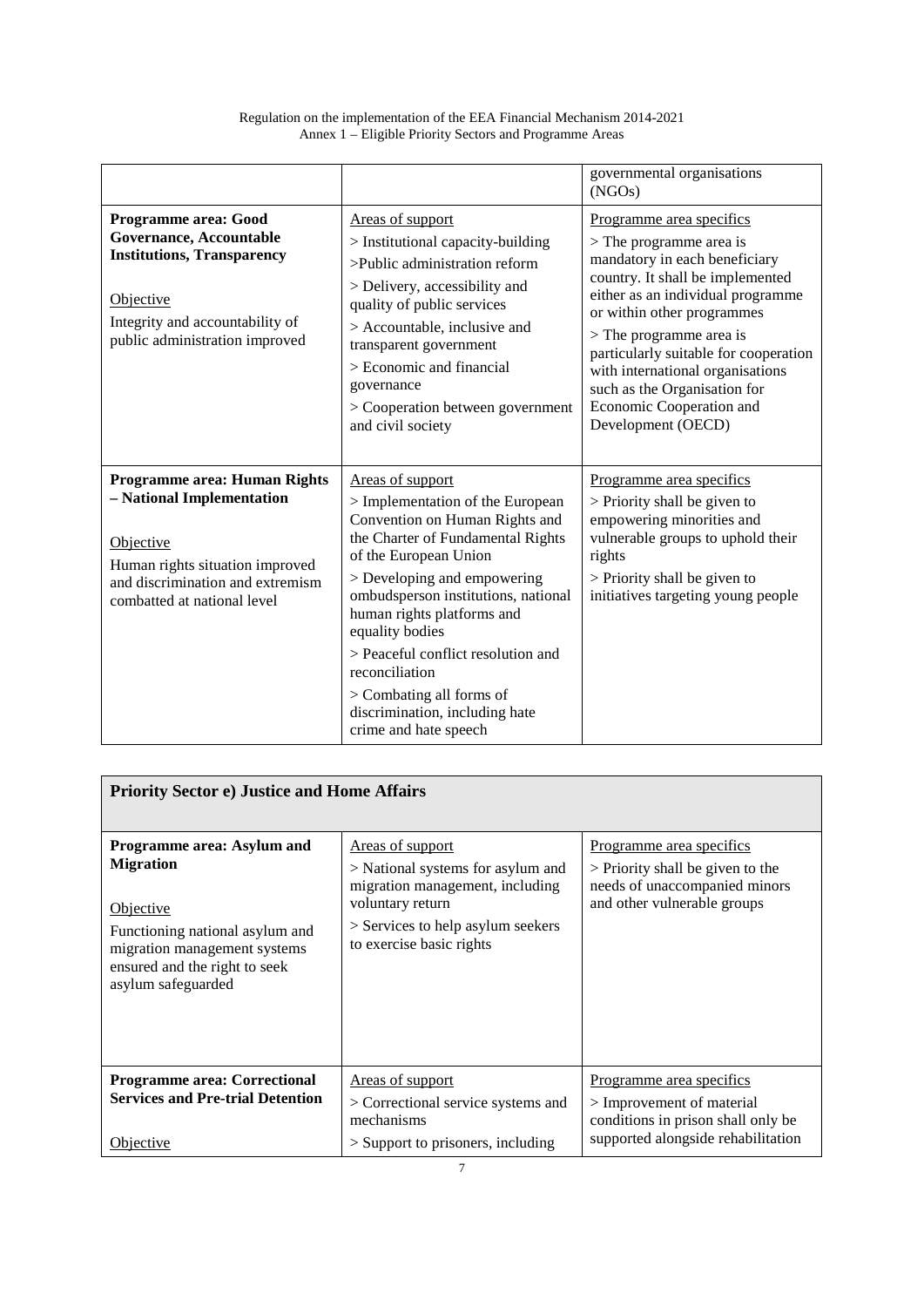|  |  | governmental organisations (NGOs) |
|---|---|---|
| **Programme area: Good Governance, Accountable Institutions, Transparency**<br><br>Objective<br>Integrity and accountability of public administration improved | Areas of support<br>> Institutional capacity-building<br>>Public administration reform<br>> Delivery, accessibility and quality of public services<br>> Accountable, inclusive and transparent government<br>> Economic and financial governance<br>> Cooperation between government and civil society | Programme area specifics<br>> The programme area is mandatory in each beneficiary country. It shall be implemented either as an individual programme or within other programmes<br>> The programme area is particularly suitable for cooperation with international organisations such as the Organisation for Economic Cooperation and Development (OECD) |
| **Programme area: Human Rights – National Implementation**<br><br>Objective<br>Human rights situation improved and discrimination and extremism combatted at national level | Areas of support<br>> Implementation of the European Convention on Human Rights and the Charter of Fundamental Rights of the European Union<br>> Developing and empowering ombudsperson institutions, national human rights platforms and equality bodies<br>> Peaceful conflict resolution and reconciliation<br>> Combating all forms of discrimination, including hate crime and hate speech | Programme area specifics<br>> Priority shall be given to empowering minorities and vulnerable groups to uphold their rights<br>> Priority shall be given to initiatives targeting young people |

| **Priority Sector e) Justice and Home Affairs** | | |
|---|---|---|
| **Programme area: Asylum and Migration**<br><br>Objective<br>Functioning national asylum and migration management systems ensured and the right to seek asylum safeguarded | Areas of support<br>> National systems for asylum and migration management, including voluntary return<br>> Services to help asylum seekers to exercise basic rights | Programme area specifics<br>> Priority shall be given to the needs of unaccompanied minors and other vulnerable groups |
| **Programme area: Correctional Services and Pre-trial Detention**<br><br>Objective | Areas of support<br>> Correctional service systems and mechanisms<br>> Support to prisoners, including | Programme area specifics<br>> Improvement of material conditions in prison shall only be supported alongside rehabilitation |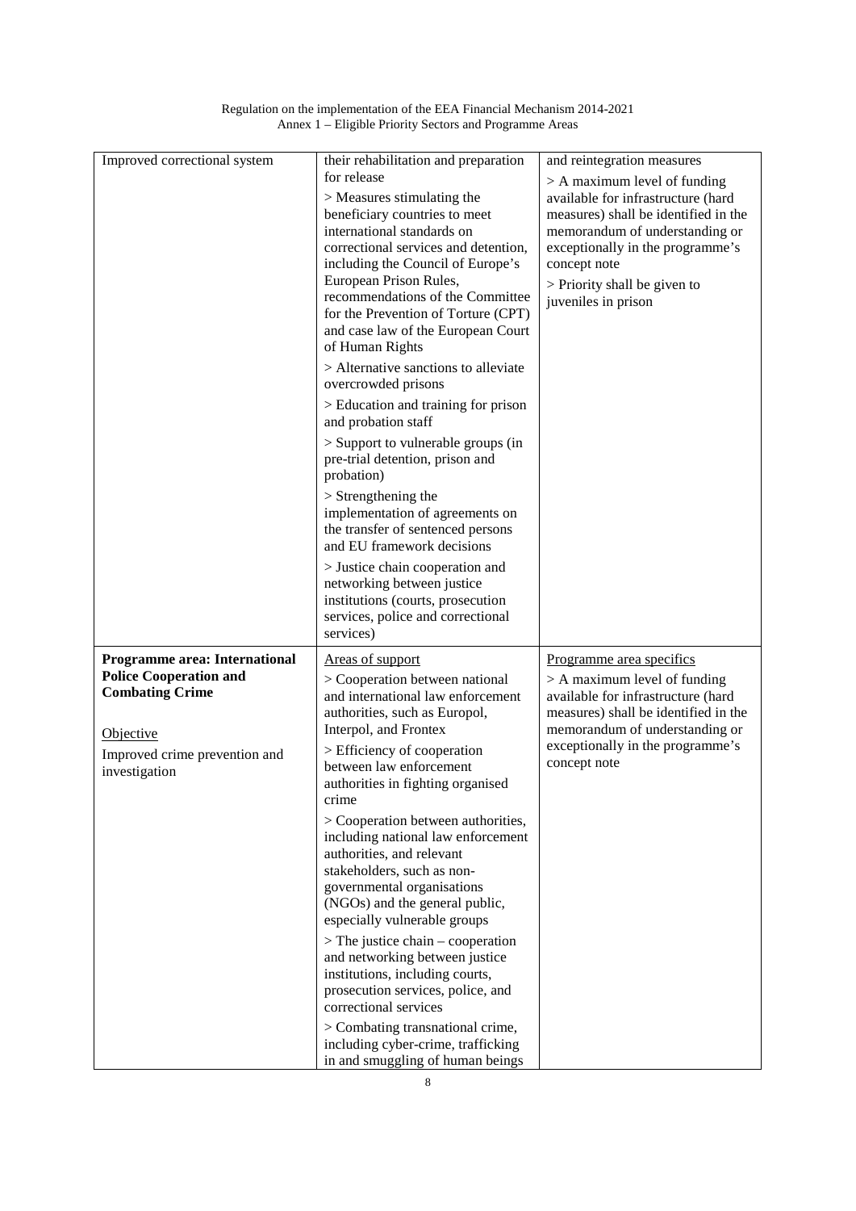| | | |
|---|---|---|
| Improved correctional system | their rehabilitation and preparation for release<br><br>> Measures stimulating the beneficiary countries to meet international standards on correctional services and detention, including the Council of Europe's European Prison Rules, recommendations of the Committee for the Prevention of Torture (CPT) and case law of the European Court of Human Rights<br><br>> Alternative sanctions to alleviate overcrowded prisons<br><br>> Education and training for prison and probation staff<br><br>> Support to vulnerable groups (in pre-trial detention, prison and probation)<br><br>> Strengthening the implementation of agreements on the transfer of sentenced persons and EU framework decisions<br><br>> Justice chain cooperation and networking between justice institutions (courts, prosecution services, police and correctional services) | and reintegration measures<br><br>> A maximum level of funding available for infrastructure (hard measures) shall be identified in the memorandum of understanding or exceptionally in the programme's concept note<br><br>> Priority shall be given to juveniles in prison |
| **Programme area: International Police Cooperation and Combating Crime**<br><br>Objective<br><br>Improved crime prevention and investigation | Areas of support<br><br>> Cooperation between national and international law enforcement authorities, such as Europol, Interpol, and Frontex<br><br>> Efficiency of cooperation between law enforcement authorities in fighting organised crime<br><br>> Cooperation between authorities, including national law enforcement authorities, and relevant stakeholders, such as non-governmental organisations (NGOs) and the general public, especially vulnerable groups<br><br>> The justice chain – cooperation and networking between justice institutions, including courts, prosecution services, police, and correctional services<br><br>> Combating transnational crime, including cyber-crime, trafficking in and smuggling of human beings | Programme area specifics<br><br>> A maximum level of funding available for infrastructure (hard measures) shall be identified in the memorandum of understanding or exceptionally in the programme's concept note |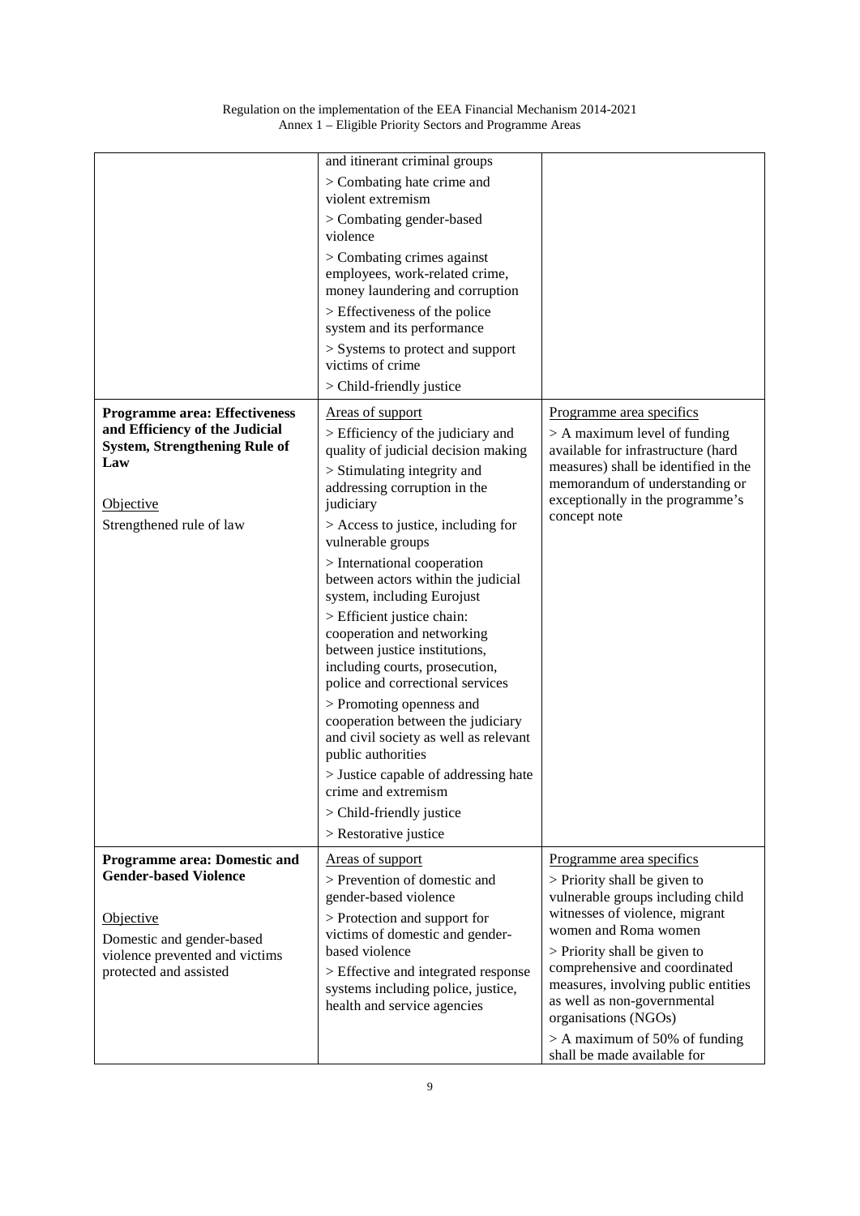| | | |
|---|---|---|
| | and itinerant criminal groups<br>> Combating hate crime and violent extremism<br>> Combating gender-based violence<br>> Combating crimes against employees, work-related crime, money laundering and corruption<br>> Effectiveness of the police system and its performance<br>> Systems to protect and support victims of crime<br>> Child-friendly justice | |
| **Programme area: Effectiveness and Efficiency of the Judicial System, Strengthening Rule of Law**<br><br>Objective<br>Strengthened rule of law | Areas of support<br>> Efficiency of the judiciary and quality of judicial decision making<br>> Stimulating integrity and addressing corruption in the judiciary<br>> Access to justice, including for vulnerable groups<br>> International cooperation between actors within the judicial system, including Eurojust<br>> Efficient justice chain: cooperation and networking between justice institutions, including courts, prosecution, police and correctional services<br>> Promoting openness and cooperation between the judiciary and civil society as well as relevant public authorities<br>> Justice capable of addressing hate crime and extremism<br>> Child-friendly justice<br>> Restorative justice | Programme area specifics<br>> A maximum level of funding available for infrastructure (hard measures) shall be identified in the memorandum of understanding or exceptionally in the programme's concept note |
| **Programme area: Domestic and Gender-based Violence**<br><br>Objective<br>Domestic and gender-based violence prevented and victims protected and assisted | Areas of support<br>> Prevention of domestic and gender-based violence<br>> Protection and support for victims of domestic and gender-based violence<br>> Effective and integrated response systems including police, justice, health and service agencies | Programme area specifics<br>> Priority shall be given to vulnerable groups including child witnesses of violence, migrant women and Roma women<br>> Priority shall be given to comprehensive and coordinated measures, involving public entities as well as non-governmental organisations (NGOs)<br>> A maximum of 50% of funding shall be made available for |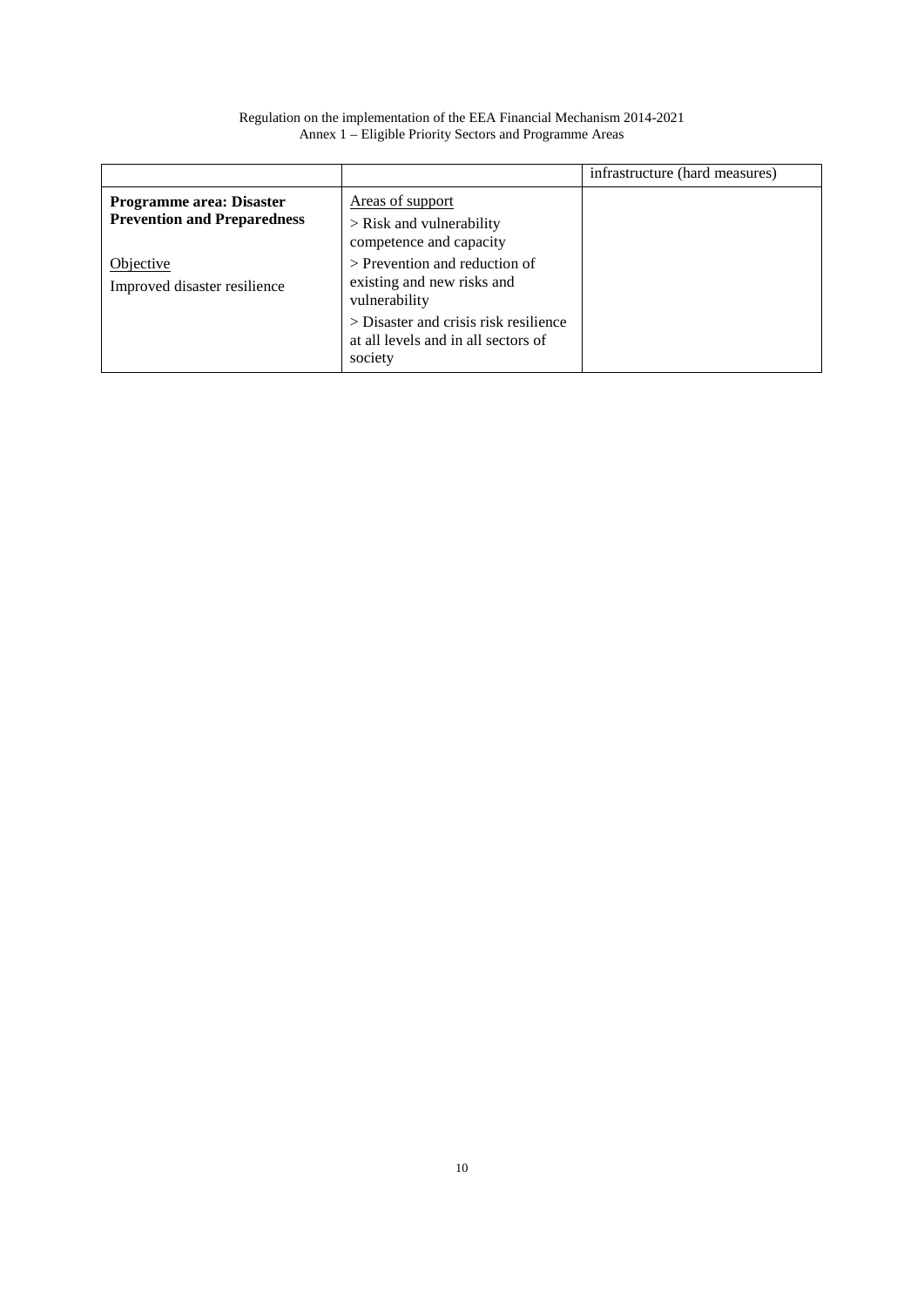| | | |
|---|---|---|
| | | infrastructure (hard measures) |
| **Programme area: Disaster Prevention and Preparedness**<br><br>Objective<br>Improved disaster resilience | Areas of support<br>> Risk and vulnerability competence and capacity<br>> Prevention and reduction of existing and new risks and vulnerability<br>> Disaster and crisis risk resilience at all levels and in all sectors of society | |